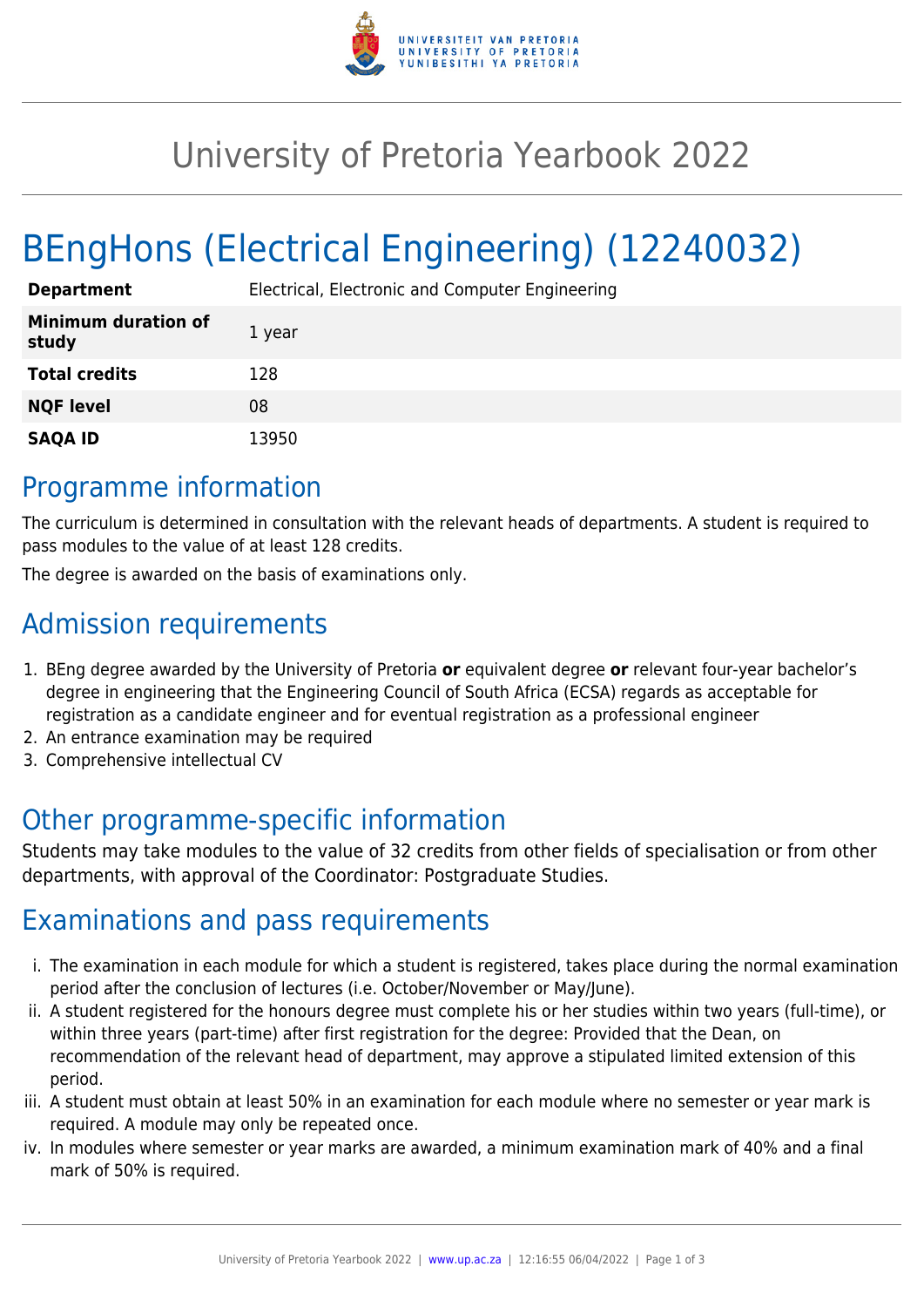# University of Pretoria Yearbook 2022

# BEngHons (Electrical Engineering) (12240032)

| | |
|---|---|
| **Department** | Electrical, Electronic and Computer Engineering |
| **Minimum duration of study** | 1 year |
| **Total credits** | 128 |
| **NQF level** | 08 |
| **SAQA ID** | 13950 |

## Programme information

The curriculum is determined in consultation with the relevant heads of departments. A student is required to pass modules to the value of at least 128 credits.

The degree is awarded on the basis of examinations only.

## Admission requirements

1. BEng degree awarded by the University of Pretoria **or** equivalent degree **or** relevant four-year bachelor's degree in engineering that the Engineering Council of South Africa (ECSA) regards as acceptable for registration as a candidate engineer and for eventual registration as a professional engineer
2. An entrance examination may be required
3. Comprehensive intellectual CV

## Other programme-specific information

Students may take modules to the value of 32 credits from other fields of specialisation or from other departments, with approval of the Coordinator: Postgraduate Studies.

## Examinations and pass requirements

i. The examination in each module for which a student is registered, takes place during the normal examination period after the conclusion of lectures (i.e. October/November or May/June).

ii. A student registered for the honours degree must complete his or her studies within two years (full-time), or within three years (part-time) after first registration for the degree: Provided that the Dean, on recommendation of the relevant head of department, may approve a stipulated limited extension of this period.

iii. A student must obtain at least 50% in an examination for each module where no semester or year mark is required. A module may only be repeated once.

iv. In modules where semester or year marks are awarded, a minimum examination mark of 40% and a final mark of 50% is required.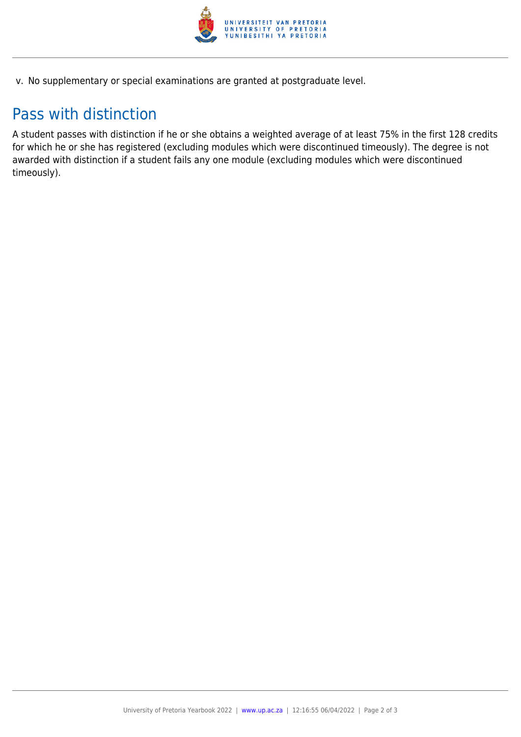v. No supplementary or special examinations are granted at postgraduate level.

## Pass with distinction

A student passes with distinction if he or she obtains a weighted average of at least 75% in the first 128 credits for which he or she has registered (excluding modules which were discontinued timeously). The degree is not awarded with distinction if a student fails any one module (excluding modules which were discontinued timeously).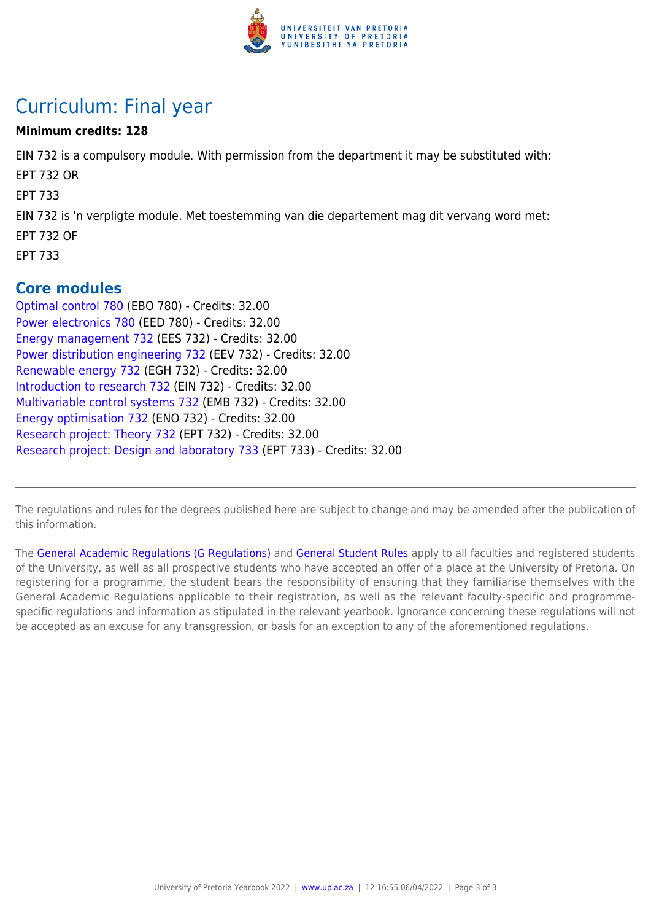# Curriculum: Final year

**Minimum credits: 128**

EIN 732 is a compulsory module. With permission from the department it may be substituted with:

EPT 732 OR

EPT 733

EIN 732 is 'n verpligte module. Met toestemming van die departement mag dit vervang word met:

EPT 732 OF

EPT 733

## Core modules

Optimal control 780 (EBO 780) - Credits: 32.00
Power electronics 780 (EED 780) - Credits: 32.00
Energy management 732 (EES 732) - Credits: 32.00
Power distribution engineering 732 (EEV 732) - Credits: 32.00
Renewable energy 732 (EGH 732) - Credits: 32.00
Introduction to research 732 (EIN 732) - Credits: 32.00
Multivariable control systems 732 (EMB 732) - Credits: 32.00
Energy optimisation 732 (ENO 732) - Credits: 32.00
Research project: Theory 732 (EPT 732) - Credits: 32.00
Research project: Design and laboratory 733 (EPT 733) - Credits: 32.00

---

The regulations and rules for the degrees published here are subject to change and may be amended after the publication of this information.

The General Academic Regulations (G Regulations) and General Student Rules apply to all faculties and registered students of the University, as well as all prospective students who have accepted an offer of a place at the University of Pretoria. On registering for a programme, the student bears the responsibility of ensuring that they familiarise themselves with the General Academic Regulations applicable to their registration, as well as the relevant faculty-specific and programme-specific regulations and information as stipulated in the relevant yearbook. Ignorance concerning these regulations will not be accepted as an excuse for any transgression, or basis for an exception to any of the aforementioned regulations.